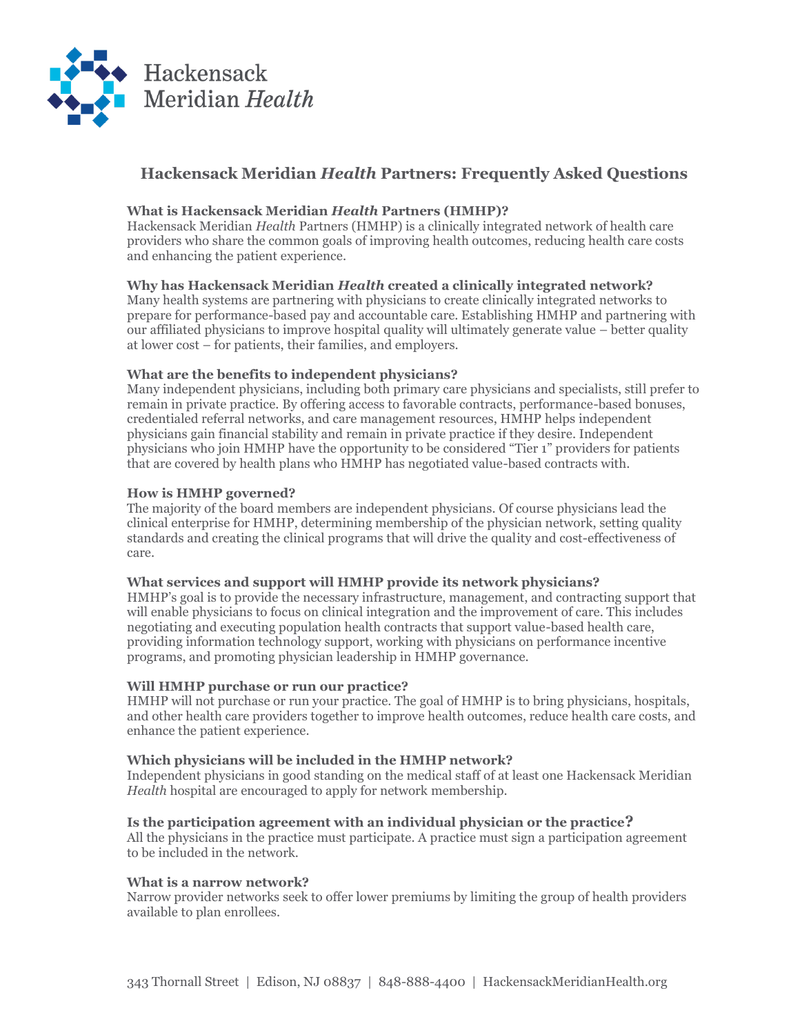Hackensack Meridian *Health*

# Hackensack Meridian *Health* Partners: Frequently Asked Questions

**What is Hackensack Meridian *Health* Partners (HMHP)?**
Hackensack Meridian *Health* Partners (HMHP) is a clinically integrated network of health care providers who share the common goals of improving health outcomes, reducing health care costs and enhancing the patient experience.

**Why has Hackensack Meridian *Health* created a clinically integrated network?**
Many health systems are partnering with physicians to create clinically integrated networks to prepare for performance-based pay and accountable care. Establishing HMHP and partnering with our affiliated physicians to improve hospital quality will ultimately generate value – better quality at lower cost – for patients, their families, and employers.

**What are the benefits to independent physicians?**
Many independent physicians, including both primary care physicians and specialists, still prefer to remain in private practice. By offering access to favorable contracts, performance-based bonuses, credentialed referral networks, and care management resources, HMHP helps independent physicians gain financial stability and remain in private practice if they desire. Independent physicians who join HMHP have the opportunity to be considered "Tier 1" providers for patients that are covered by health plans who HMHP has negotiated value-based contracts with.

**How is HMHP governed?**
The majority of the board members are independent physicians. Of course physicians lead the clinical enterprise for HMHP, determining membership of the physician network, setting quality standards and creating the clinical programs that will drive the quality and cost-effectiveness of care.

**What services and support will HMHP provide its network physicians?**
HMHP's goal is to provide the necessary infrastructure, management, and contracting support that will enable physicians to focus on clinical integration and the improvement of care. This includes negotiating and executing population health contracts that support value-based health care, providing information technology support, working with physicians on performance incentive programs, and promoting physician leadership in HMHP governance.

**Will HMHP purchase or run our practice?**
HMHP will not purchase or run your practice. The goal of HMHP is to bring physicians, hospitals, and other health care providers together to improve health outcomes, reduce health care costs, and enhance the patient experience.

**Which physicians will be included in the HMHP network?**
Independent physicians in good standing on the medical staff of at least one Hackensack Meridian *Health* hospital are encouraged to apply for network membership.

**Is the participation agreement with an individual physician or the practice?**
All the physicians in the practice must participate. A practice must sign a participation agreement to be included in the network.

**What is a narrow network?**
Narrow provider networks seek to offer lower premiums by limiting the group of health providers available to plan enrollees.

343 Thornall Street | Edison, NJ 08837 | 848-888-4400 | HackensackMeridianHealth.org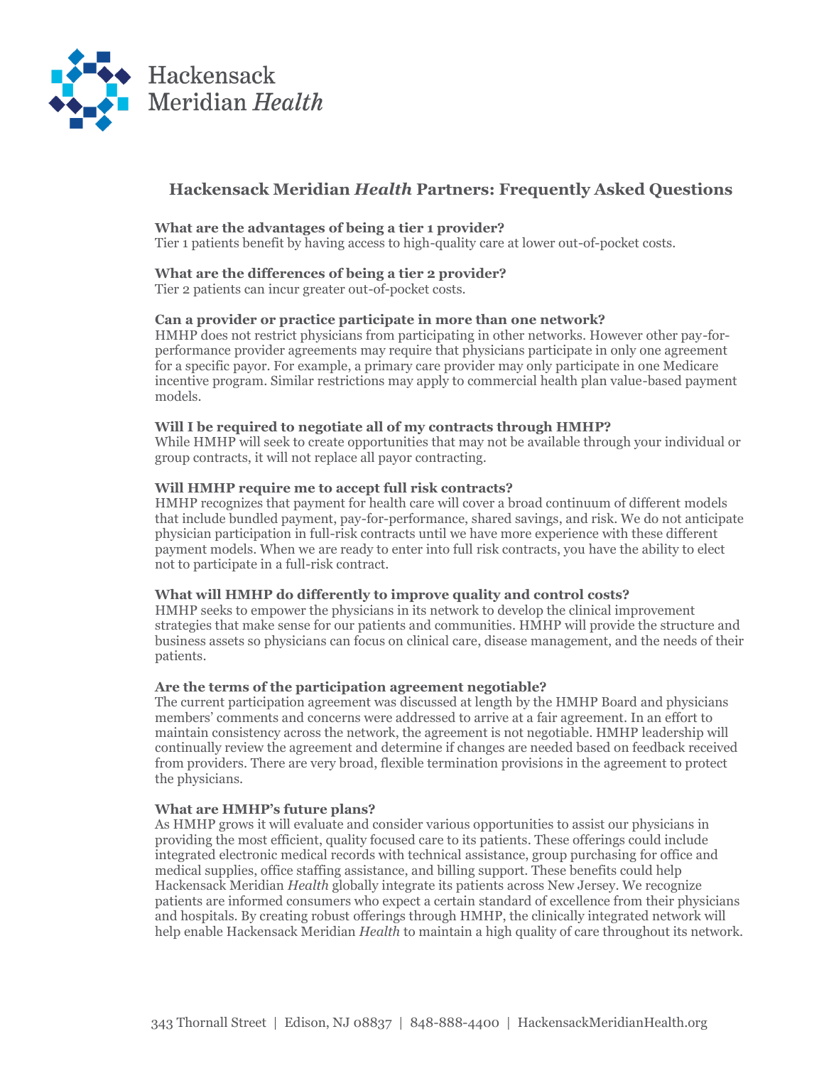Hackensack Meridian *Health*

## Hackensack Meridian *Health* Partners: Frequently Asked Questions

**What are the advantages of being a tier 1 provider?**
Tier 1 patients benefit by having access to high-quality care at lower out-of-pocket costs.

**What are the differences of being a tier 2 provider?**
Tier 2 patients can incur greater out-of-pocket costs.

**Can a provider or practice participate in more than one network?**
HMHP does not restrict physicians from participating in other networks. However other pay-for-performance provider agreements may require that physicians participate in only one agreement for a specific payor. For example, a primary care provider may only participate in one Medicare incentive program. Similar restrictions may apply to commercial health plan value-based payment models.

**Will I be required to negotiate all of my contracts through HMHP?**
While HMHP will seek to create opportunities that may not be available through your individual or group contracts, it will not replace all payor contracting.

**Will HMHP require me to accept full risk contracts?**
HMHP recognizes that payment for health care will cover a broad continuum of different models that include bundled payment, pay-for-performance, shared savings, and risk. We do not anticipate physician participation in full-risk contracts until we have more experience with these different payment models. When we are ready to enter into full risk contracts, you have the ability to elect not to participate in a full-risk contract.

**What will HMHP do differently to improve quality and control costs?**
HMHP seeks to empower the physicians in its network to develop the clinical improvement strategies that make sense for our patients and communities. HMHP will provide the structure and business assets so physicians can focus on clinical care, disease management, and the needs of their patients.

**Are the terms of the participation agreement negotiable?**
The current participation agreement was discussed at length by the HMHP Board and physicians members' comments and concerns were addressed to arrive at a fair agreement. In an effort to maintain consistency across the network, the agreement is not negotiable. HMHP leadership will continually review the agreement and determine if changes are needed based on feedback received from providers. There are very broad, flexible termination provisions in the agreement to protect the physicians.

**What are HMHP's future plans?**
As HMHP grows it will evaluate and consider various opportunities to assist our physicians in providing the most efficient, quality focused care to its patients. These offerings could include integrated electronic medical records with technical assistance, group purchasing for office and medical supplies, office staffing assistance, and billing support. These benefits could help Hackensack Meridian *Health* globally integrate its patients across New Jersey. We recognize patients are informed consumers who expect a certain standard of excellence from their physicians and hospitals. By creating robust offerings through HMHP, the clinically integrated network will help enable Hackensack Meridian *Health* to maintain a high quality of care throughout its network.

343 Thornall Street | Edison, NJ 08837 | 848-888-4400 | HackensackMeridianHealth.org